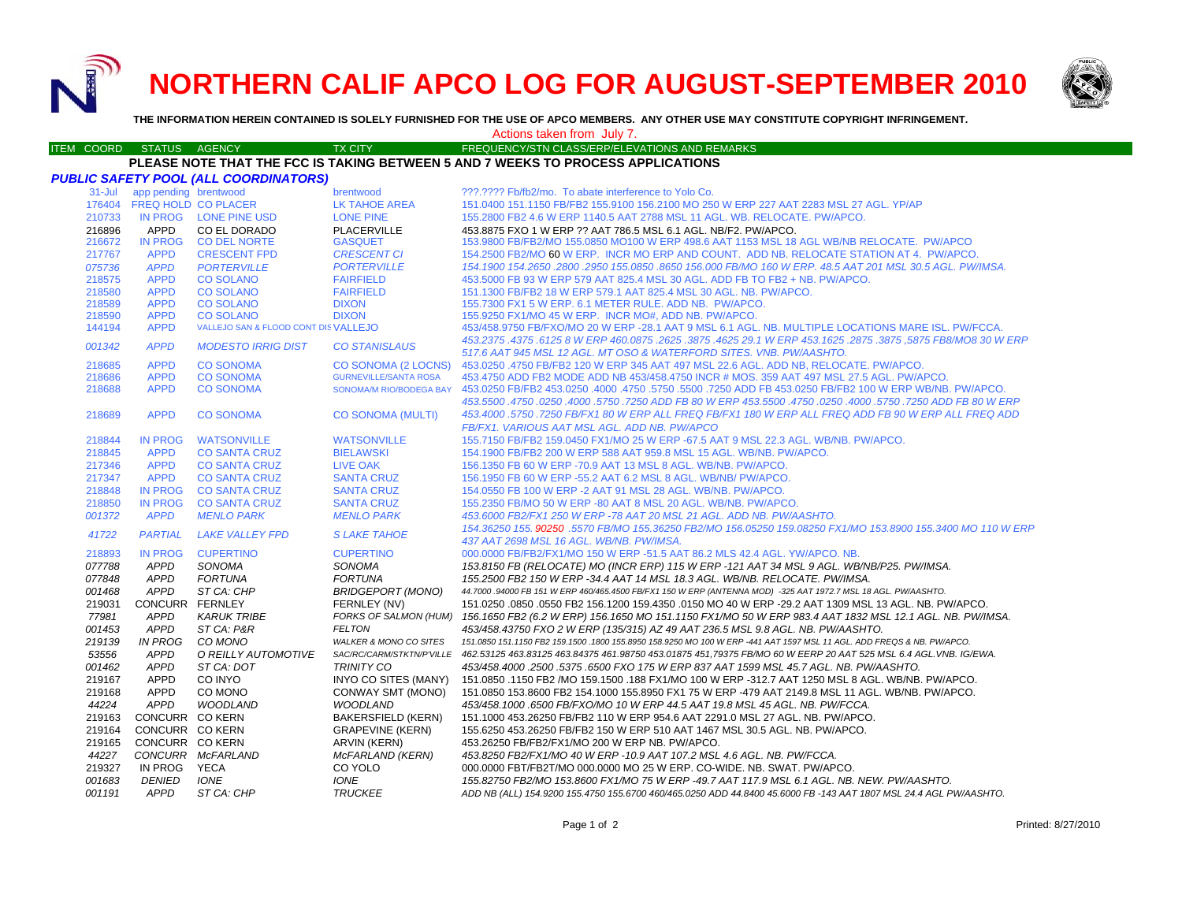# NORTHERN CALIF APCO LOG FOR AUGUST-SEPTEMBER 2010

**THE INFORMATION HEREIN CONTAINED IS SOLELY FURNISHED FOR THE USE OF APCO MEMBERS. ANY OTHER USE MAY CONSTITUTE COPYRIGHT INFRINGEMENT.**

Actions taken from July 7.

**PLEASE NOTE THAT THE FCC IS TAKING BETWEEN 5 AND 7 WEEKS TO PROCESS APPLICATIONS**

### *PUBLIC SAFETY POOL (ALL COORDINATORS)*

| ITEM | COORD | STATUS | AGENCY | TX CITY | FREQUENCY/STN CLASS/ERP/ELEVATIONS AND REMARKS |
|---|---|---|---|---|---|
| | 31-Jul | app pending | brentwood | brentwood | ???.???? Fb/fb2/mo. To abate interference to Yolo Co. |
| | 176404 | FREQ HOLD | CO PLACER | LK TAHOE AREA | 151.0400 151.1150 FB/FB2 155.9100 156.2100 MO 250 W ERP 227 AAT 2283 MSL 27 AGL. YP/AP |
| | 210733 | IN PROG | LONE PINE USD | LONE PINE | 155.2800 FB2 4.6 W ERP 1140.5 AAT 2788 MSL 11 AGL. WB. RELOCATE. PW/APCO. |
| | 216896 | APPD | CO EL DORADO | PLACERVILLE | 453.8875 FXO 1 W ERP ?? AAT 786.5 MSL 6.1 AGL. NB/F2. PW/APCO. |
| | 216672 | IN PROG | CO DEL NORTE | GASQUET | 153.9800 FB/FB2/MO 155.0850 MO100 W ERP 498.6 AAT 1153 MSL 18 AGL WB/NB RELOCATE. PW/APCO |
| | 217767 | APPD | CRESCENT FPD | *CRESCENT CI* | 154.2500 FB2/MO 60 W ERP. INCR MO ERP AND COUNT. ADD NB. RELOCATE STATION AT 4. PW/APCO. |
| | *075736* | *APPD* | *PORTERVILLE* | *PORTERVILLE* | *154.1900 154.2650 .2800 .2950 155.0850 .8650 156.000 FB/MO 160 W ERP. 48.5 AAT 201 MSL 30.5 AGL. PW/IMSA.* |
| | 218575 | APPD | CO SOLANO | FAIRFIELD | 453.5000 FB 93 W ERP 579 AAT 825.4 MSL 30 AGL. ADD FB TO FB2 + NB. PW/APCO. |
| | 218580 | APPD | CO SOLANO | FAIRFIELD | 151.1300 FB/FB2 18 W ERP 579.1 AAT 825.4 MSL 30 AGL. NB. PW/APCO. |
| | 218589 | APPD | CO SOLANO | DIXON | 155.7300 FX1 5 W ERP. 6.1 METER RULE. ADD NB. PW/APCO. |
| | 218590 | APPD | CO SOLANO | DIXON | 155.9250 FX1/MO 45 W ERP. INCR MO#, ADD NB. PW/APCO. |
| | 144194 | APPD | VALLEJO SAN & FLOOD CONT DIS | VALLEJO | 453/458.9750 FB/FXO/MO 20 W ERP -28.1 AAT 9 MSL 6.1 AGL. NB. MULTIPLE LOCATIONS MARE ISL. PW/FCCA. |
| | *001342* | *APPD* | *MODESTO IRRIG DIST* | *CO STANISLAUS* | *453.2375 .4375 .6125 8 W ERP 460.0875 .2625 .3875 .4625 29.1 W ERP 453.1625 .2875 .3875 ,5875 FB8/MO8 30 W ERP 517.6 AAT 945 MSL 12 AGL. MT OSO & WATERFORD SITES. VNB. PW/AASHTO.* |
| | 218685 | APPD | CO SONOMA | CO SONOMA (2 LOCNS) | 453.0250 .4750 FB/FB2 120 W ERP 345 AAT 497 MSL 22.6 AGL. ADD NB, RELOCATE. PW/APCO. |
| | 218686 | APPD | CO SONOMA | GURNEVILLE/SANTA ROSA | 453.4750 ADD FB2 MODE ADD NB 453/458.4750 INCR # MOS. 359 AAT 497 MSL 27.5 AGL. PW/APCO. |
| | 218688 | APPD | CO SONOMA | SONOMA/M RIO/BODEGA BAY | 453.0250 FB/FB2 453.0250 .4000 .4750 .5750 .5500 .7250 ADD FB 453.0250 FB/FB2 100 W ERP WB/NB. PW/APCO. |
| | 218689 | APPD | CO SONOMA | CO SONOMA (MULTI) | *453.5500 .4750 .0250 .4000 .5750 .7250 ADD FB 80 W ERP 453.5500 .4750 .0250 .4000 .5750 .7250 ADD FB 80 W ERP 453.4000 .5750 .7250 FB/FX1 80 W ERP ALL FREQ FB/FX1 180 W ERP ALL FREQ ADD FB 90 W ERP ALL FREQ FB/FX1. VARIOUS AAT MSL AGL. ADD NB. PW/APCO* |
| | 218844 | IN PROG | WATSONVILLE | WATSONVILLE | 155.7150 FB/FB2 159.0450 FX1/MO 25 W ERP -67.5 AAT 9 MSL 22.3 AGL. WB/NB. PW/APCO. |
| | 218845 | APPD | CO SANTA CRUZ | BIELAWSKI | 154.1900 FB/FB2 200 W ERP 588 AAT 959.8 MSL 15 AGL. WB/NB. PW/APCO. |
| | 217346 | APPD | CO SANTA CRUZ | LIVE OAK | 156.1350 FB 60 W ERP -70.9 AAT 13 MSL 8 AGL. WB/NB. PW/APCO. |
| | 217347 | APPD | CO SANTA CRUZ | SANTA CRUZ | 156.1950 FB 60 W ERP -55.2 AAT 6.2 MSL 8 AGL. WB/NB/ PW/APCO. |
| | 218848 | IN PROG | CO SANTA CRUZ | SANTA CRUZ | 154.0550 FB 100 W ERP -2 AAT 91 MSL 28 AGL. WB/NB. PW/APCO. |
| | 218850 | IN PROG | CO SANTA CRUZ | SANTA CRUZ | 155.2350 FB/MO 50 W ERP -80 AAT 8 MSL 20 AGL. WB/NB. PW/APCO. |
| | *001372* | *APPD* | *MENLO PARK* | *MENLO PARK* | *453.6000 FB2/FX1 250 W ERP -78 AAT 20 MSL 21 AGL. ADD NB. PW/AASHTO.* |
| | *41722* | *PARTIAL* | *LAKE VALLEY FPD* | *S LAKE TAHOE* | *154.36250 155. 90250 .5570 FB/MO 155.36250 FB2/MO 156.05250 159.08250 FX1/MO 153.8900 155.3400 MO 110 W ERP 437 AAT 2698 MSL 16 AGL. WB/NB. PW/IMSA.* |
| | 218893 | IN PROG | CUPERTINO | CUPERTINO | 000.0000 FB/FB2/FX1/MO 150 W ERP -51.5 AAT 86.2 MLS 42.4 AGL. YW/APCO. NB. |
| | *077788* | *APPD* | *SONOMA* | *SONOMA* | *153.8150 FB (RELOCATE) MO (INCR ERP) 115 W ERP -121 AAT 34 MSL 9 AGL. WB/NB/P25. PW/IMSA.* |
| | *077848* | *APPD* | *FORTUNA* | *FORTUNA* | *155.2500 FB2 150 W ERP -34.4 AAT 14 MSL 18.3 AGL. WB/NB. RELOCATE. PW/IMSA.* |
| | *001468* | *APPD* | *ST CA: CHP* | *BRIDGEPORT (MONO)* | *44.7000 .94000 FB 151 W ERP 460/465.4500 FB/FX1 150 W ERP (ANTENNA MOD) -325 AAT 1972.7 MSL 18 AGL. PW/AASHTO.* |
| | 219031 | CONCURR | FERNLEY | FERNLEY (NV) | 151.0250 .0850 .0550 FB2 156.1200 159.4350 .0150 MO 40 W ERP -29.2 AAT 1309 MSL 13 AGL. NB. PW/APCO. |
| | *77981* | *APPD* | *KARUK TRIBE* | *FORKS OF SALMON (HUM)* | *156.1650 FB2 (6.2 W ERP) 156.1650 MO 151.1150 FX1/MO 50 W ERP 983.4 AAT 1832 MSL 12.1 AGL. NB. PW/IMSA.* |
| | *001453* | *APPD* | *ST CA: P&R* | *FELTON* | *453/458.43750 FXO 2 W ERP (135/315) AZ 49 AAT 236.5 MSL 9.8 AGL. NB. PW/AASHTO.* |
| | *219139* | *IN PROG* | *CO MONO* | *WALKER & MONO CO SITES* | *151.0850 151.1150 FB2 159.1500 .1800 155.8950 158.9250 MO 100 W ERP -441 AAT 1597 MSL 11 AGL. ADD FREQS & NB. PW/APCO.* |
| | *53556* | *APPD* | *O REILLY AUTOMOTIVE* | *SAC/RC/CARM/STKTN/P'VILLE* | *462.53125 463.83125 463.84375 461.98750 453.01875 451,79375 FB/MO 60 W EERP 20 AAT 525 MSL 6.4 AGL.VNB. IG/EWA.* |
| | *001462* | *APPD* | *ST CA: DOT* | *TRINITY CO* | *453/458.4000 .2500 .5375 .6500 FXO 175 W ERP 837 AAT 1599 MSL 45.7 AGL. NB. PW/AASHTO.* |
| | 219167 | APPD | CO INYO | INYO CO SITES (MANY) | 151.0850 .1150 FB2 /MO 159.1500 .188 FX1/MO 100 W ERP -312.7 AAT 1250 MSL 8 AGL. WB/NB. PW/APCO. |
| | 219168 | APPD | CO MONO | CONWAY SMT (MONO) | 151.0850 153.8600 FB2 154.1000 155.8950 FX1 75 W ERP -479 AAT 2149.8 MSL 11 AGL. WB/NB. PW/APCO. |
| | *44224* | *APPD* | *WOODLAND* | *WOODLAND* | *453/458.1000 .6500 FB/FXO/MO 10 W ERP 44.5 AAT 19.8 MSL 45 AGL. NB. PW/FCCA.* |
| | 219163 | CONCURR | CO KERN | BAKERSFIELD (KERN) | 151.1000 453.26250 FB/FB2 110 W ERP 954.6 AAT 2291.0 MSL 27 AGL. NB. PW/APCO. |
| | 219164 | CONCURR | CO KERN | GRAPEVINE (KERN) | 155.6250 453.26250 FB/FB2 150 W ERP 510 AAT 1467 MSL 30.5 AGL. NB. PW/APCO. |
| | 219165 | CONCURR | CO KERN | ARVIN (KERN) | 453.26250 FB/FB2/FX1/MO 200 W ERP NB. PW/APCO. |
| | *44227* | *CONCURR* | *McFARLAND* | *McFARLAND (KERN)* | *453.8250 FB2/FX1/MO 40 W ERP -10.9 AAT 107.2 MSL 4.6 AGL. NB. PW/FCCA.* |
| | 219327 | IN PROG | YECA | CO YOLO | 000.0000 FBT/FB2T/MO 000.0000 MO 25 W ERP. CO-WIDE. NB. SWAT. PW/APCO. |
| | *001683* | *DENIED* | *IONE* | *IONE* | *155.82750 FB2/MO 153.8600 FX1/MO 75 W ERP -49.7 AAT 117.9 MSL 6.1 AGL. NB. NEW. PW/AASHTO.* |
| | *001191* | *APPD* | *ST CA: CHP* | *TRUCKEE* | *ADD NB (ALL) 154.9200 155.4750 155.6700 460/465.0250 ADD 44.8400 45.6000 FB -143 AAT 1807 MSL 24.4 AGL PW/AASHTO.* |

Printed: 8/27/2010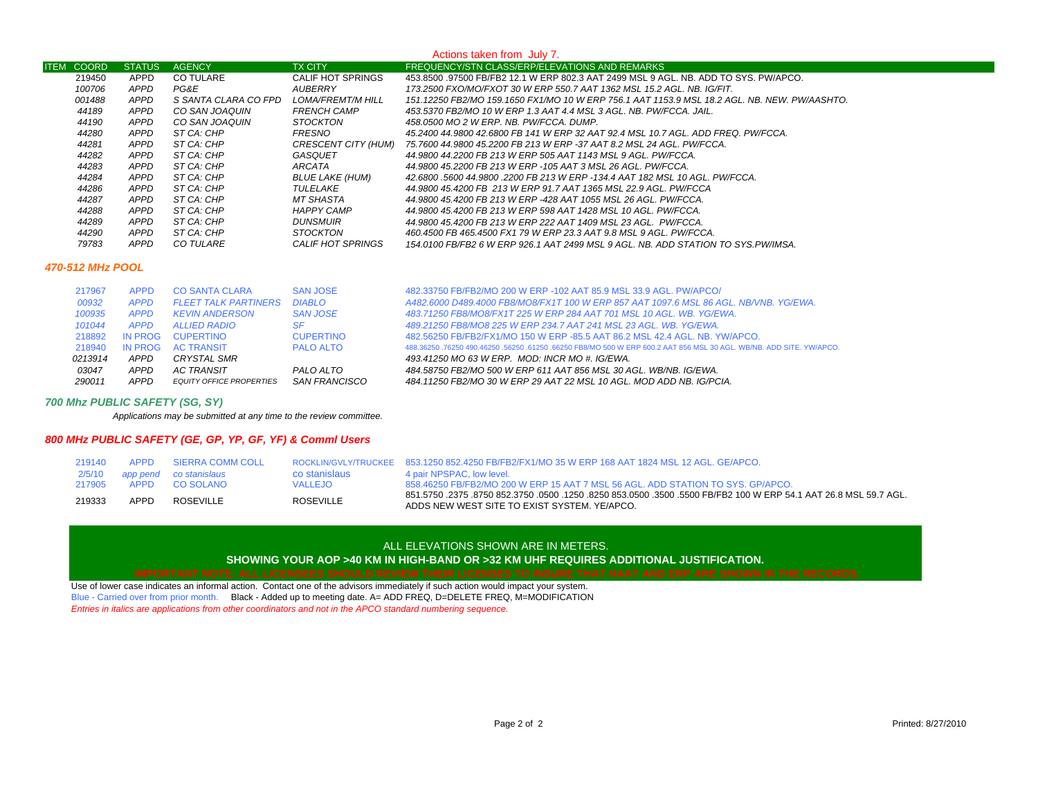Actions taken from July 7.

| ITEM | COORD | STATUS | AGENCY | TX CITY | FREQUENCY/STN CLASS/ERP/ELEVATIONS AND REMARKS |
|---|---|---|---|---|---|
| | 219450 | APPD | CO TULARE | CALIF HOT SPRINGS | 453.8500 .97500 FB/FB2 12.1 W ERP 802.3 AAT 2499 MSL 9 AGL. NB. ADD TO SYS. PW/APCO. |
| | *100706* | *APPD* | *PG&E* | *AUBERRY* | *173.2500 FXO/MO/FXOT 30 W ERP 550.7 AAT 1362 MSL 15.2 AGL. NB. IG/FIT.* |
| | *001488* | *APPD* | *S SANTA CLARA CO FPD* | *LOMA/FREMT/M HILL* | *151.12250 FB2/MO 159.1650 FX1/MO 10 W ERP 756.1 AAT 1153.9 MSL 18.2 AGL. NB. NEW. PW/AASHTO.* |
| | *44189* | *APPD* | *CO SAN JOAQUIN* | *FRENCH CAMP* | *453.5370 FB2/MO 10 W ERP 1.3 AAT 4.4 MSL 3 AGL. NB. PW/FCCA. JAIL.* |
| | *44190* | *APPD* | *CO SAN JOAQUIN* | *STOCKTON* | *458.0500 MO 2 W ERP. NB. PW/FCCA. DUMP.* |
| | *44280* | *APPD* | *ST CA: CHP* | *FRESNO* | *45.2400 44.9800 42.6800 FB 141 W ERP 32 AAT 92.4 MSL 10.7 AGL. ADD FREQ. PW/FCCA.* |
| | *44281* | *APPD* | *ST CA: CHP* | *CRESCENT CITY (HUM)* | *75.7600 44.9800 45.2200 FB 213 W ERP -37 AAT 8.2 MSL 24 AGL. PW/FCCA.* |
| | *44282* | *APPD* | *ST CA: CHP* | *GASQUET* | *44.9800 44.2200 FB 213 W ERP 505 AAT 1143 MSL 9 AGL. PW/FCCA.* |
| | *44283* | *APPD* | *ST CA: CHP* | *ARCATA* | *44.9800 45.2200 FB 213 W ERP -105 AAT 3 MSL 26 AGL. PW/FCCA.* |
| | *44284* | *APPD* | *ST CA: CHP* | *BLUE LAKE (HUM)* | *42.6800 .5600 44.9800 .2200 FB 213 W ERP -134.4 AAT 182 MSL 10 AGL. PW/FCCA.* |
| | *44286* | *APPD* | *ST CA: CHP* | *TULELAKE* | *44.9800 45.4200 FB 213 W ERP 91.7 AAT 1365 MSL 22.9 AGL. PW/FCCA* |
| | *44287* | *APPD* | *ST CA: CHP* | *MT SHASTA* | *44.9800 45.4200 FB 213 W ERP -428 AAT 1055 MSL 26 AGL. PW/FCCA.* |
| | *44288* | *APPD* | *ST CA: CHP* | *HAPPY CAMP* | *44.9800 45.4200 FB 213 W ERP 598 AAT 1428 MSL 10 AGL. PW/FCCA.* |
| | *44289* | *APPD* | *ST CA: CHP* | *DUNSMUIR* | *44.9800 45.4200 FB 213 W ERP 222 AAT 1409 MSL 23 AGL. PW/FCCA.* |
| | *44290* | *APPD* | *ST CA: CHP* | *STOCKTON* | *460.4500 FB 465.4500 FX1 79 W ERP 23.3 AAT 9.8 MSL 9 AGL. PW/FCCA.* |
| | *79783* | *APPD* | *CO TULARE* | *CALIF HOT SPRINGS* | *154.0100 FB/FB2 6 W ERP 926.1 AAT 2499 MSL 9 AGL. NB. ADD STATION TO SYS.PW/IMSA.* |

### *470-512 MHz POOL*

| | | | | |
|---|---|---|---|---|
| 217967 | APPD | CO SANTA CLARA | SAN JOSE | 482.33750 FB/FB2/MO 200 W ERP -102 AAT 85.9 MSL 33.9 AGL. PW/APCO/ |
| *00932* | *APPD* | *FLEET TALK PARTINERS* | *DIABLO* | *A482.6000 D489.4000 FB8/MO8/FX1T 100 W ERP 857 AAT 1097.6 MSL 86 AGL. NB/VNB. YG/EWA.* |
| *100935* | *APPD* | *KEVIN ANDERSON* | *SAN JOSE* | *483.71250 FB8/MO8/FX1T 225 W ERP 284 AAT 701 MSL 10 AGL. WB. YG/EWA.* |
| *101044* | *APPD* | *ALLIED RADIO* | *SF* | *489.21250 FB8/MO8 225 W ERP 234.7 AAT 241 MSL 23 AGL. WB. YG/EWA.* |
| 218892 | IN PROG | CUPERTINO | CUPERTINO | 482.56250 FB/FB2/FX1/MO 150 W ERP -85.5 AAT 86.2 MSL 42.4 AGL. NB. YW/APCO. |
| 218940 | IN PROG | AC TRANSIT | PALO ALTO | 488.36250 .76250 490.46250 .56250 .61250 .66250 FB8/MO 500 W ERP 600.2 AAT 856 MSL 30 AGL. WB/NB. ADD SITE. YW/APCO. |
| *0213914* | *APPD* | *CRYSTAL SMR* | | *493.41250 MO 63 W ERP. MOD: INCR MO #. IG/EWA.* |
| *03047* | *APPD* | *AC TRANSIT* | *PALO ALTO* | *484.58750 FB2/MO 500 W ERP 611 AAT 856 MSL 30 AGL. WB/NB. IG/EWA.* |
| *290011* | *APPD* | *EQUITY OFFICE PROPERTIES* | *SAN FRANCISCO* | *484.11250 FB2/MO 30 W ERP 29 AAT 22 MSL 10 AGL. MOD ADD NB. IG/PCIA.* |

### *700 Mhz PUBLIC SAFETY (SG, SY)*

*Applications may be submitted at any time to the review committee.*

### *800 MHz PUBLIC SAFETY (GE, GP, YP, GF, YF) & Comml Users*

| | | | | |
|---|---|---|---|---|
| 219140 | APPD | SIERRA COMM COLL | ROCKLIN/GVLY/TRUCKEE | 853.1250 852.4250 FB/FB2/FX1/MO 35 W ERP 168 AAT 1824 MSL 12 AGL. GE/APCO. |
| *2/5/10* | *app pend* | *co stanislaus* | co stanislaus | 4 pair NPSPAC, low level. |
| 217905 | APPD | CO SOLANO | VALLEJO | 858.46250 FB/FB2/MO 200 W ERP 15 AAT 7 MSL 56 AGL. ADD STATION TO SYS. GP/APCO. |
| 219333 | APPD | ROSEVILLE | ROSEVILLE | 851.5750 .2375 .8750 852.3750 .0500 .1250 .8250 853.0500 .3500 .5500 FB/FB2 100 W ERP 54.1 AAT 26.8 MSL 59.7 AGL. ADDS NEW WEST SITE TO EXIST SYSTEM. YE/APCO. |

ALL ELEVATIONS SHOWN ARE IN METERS.

**SHOWING YOUR AOP >40 KM IN HIGH-BAND OR >32 KM UHF REQUIRES ADDITIONAL JUSTIFICATION.**

IMPORTANT NOTE: ALL LICENSEES SHOULD REVIEW THEIR LICENSES TO INSURE THAT HAAT AND ERP ARE SHOWN IN THE RECORDS.

Use of lower case indicates an informal action. Contact one of the advisors immediately if such action would impact your system.

Blue - Carried over from prior month. Black - Added up to meeting date. A= ADD FREQ, D=DELETE FREQ, M=MODIFICATION

*Entries in italics are applications from other coordinators and not in the APCO standard numbering sequence.*

Printed: 8/27/2010